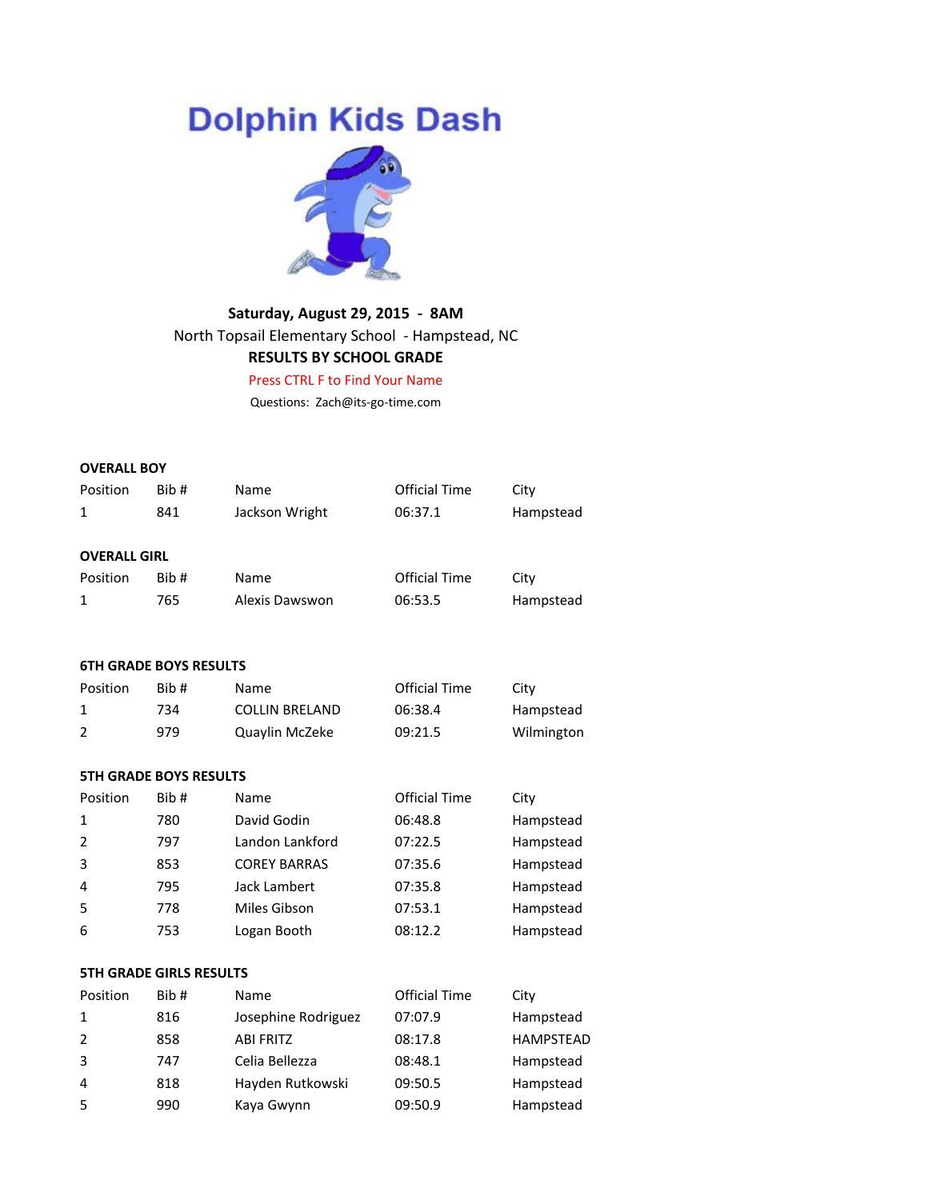# Dolphin Kids Dash

**Saturday, August 29, 2015 - 8AM**

North Topsail Elementary School - Hampstead, NC

**RESULTS BY SCHOOL GRADE**

Press CTRL F to Find Your Name

Questions: Zach@its-go-time.com

### OVERALL BOY

| Position | Bib # | Name | Official Time | City |
|---|---|---|---|---|
| 1 | 841 | Jackson Wright | 06:37.1 | Hampstead |

### OVERALL GIRL

| Position | Bib # | Name | Official Time | City |
|---|---|---|---|---|
| 1 | 765 | Alexis Dawswon | 06:53.5 | Hampstead |

### 6TH GRADE BOYS RESULTS

| Position | Bib # | Name | Official Time | City |
|---|---|---|---|---|
| 1 | 734 | COLLIN BRELAND | 06:38.4 | Hampstead |
| 2 | 979 | Quaylin McZeke | 09:21.5 | Wilmington |

### 5TH GRADE BOYS RESULTS

| Position | Bib # | Name | Official Time | City |
|---|---|---|---|---|
| 1 | 780 | David Godin | 06:48.8 | Hampstead |
| 2 | 797 | Landon Lankford | 07:22.5 | Hampstead |
| 3 | 853 | COREY BARRAS | 07:35.6 | Hampstead |
| 4 | 795 | Jack Lambert | 07:35.8 | Hampstead |
| 5 | 778 | Miles Gibson | 07:53.1 | Hampstead |
| 6 | 753 | Logan Booth | 08:12.2 | Hampstead |

### 5TH GRADE GIRLS RESULTS

| Position | Bib # | Name | Official Time | City |
|---|---|---|---|---|
| 1 | 816 | Josephine Rodriguez | 07:07.9 | Hampstead |
| 2 | 858 | ABI FRITZ | 08:17.8 | HAMPSTEAD |
| 3 | 747 | Celia Bellezza | 08:48.1 | Hampstead |
| 4 | 818 | Hayden Rutkowski | 09:50.5 | Hampstead |
| 5 | 990 | Kaya Gwynn | 09:50.9 | Hampstead |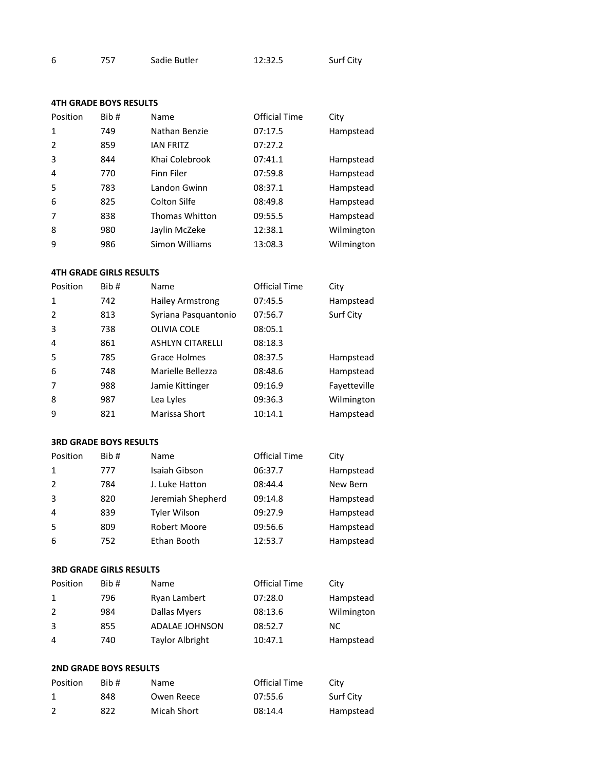| Position | Bib # | Name | Official Time | City |
|---|---|---|---|---|
| 6 | 757 | Sadie Butler | 12:32.5 | Surf City |

**4TH GRADE BOYS RESULTS**

| Position | Bib # | Name | Official Time | City |
|---|---|---|---|---|
| 1 | 749 | Nathan Benzie | 07:17.5 | Hampstead |
| 2 | 859 | IAN FRITZ | 07:27.2 | |
| 3 | 844 | Khai Colebrook | 07:41.1 | Hampstead |
| 4 | 770 | Finn Filer | 07:59.8 | Hampstead |
| 5 | 783 | Landon Gwinn | 08:37.1 | Hampstead |
| 6 | 825 | Colton Silfe | 08:49.8 | Hampstead |
| 7 | 838 | Thomas Whitton | 09:55.5 | Hampstead |
| 8 | 980 | Jaylin McZeke | 12:38.1 | Wilmington |
| 9 | 986 | Simon Williams | 13:08.3 | Wilmington |

**4TH GRADE GIRLS RESULTS**

| Position | Bib # | Name | Official Time | City |
|---|---|---|---|---|
| 1 | 742 | Hailey Armstrong | 07:45.5 | Hampstead |
| 2 | 813 | Syriana Pasquantonio | 07:56.7 | Surf City |
| 3 | 738 | OLIVIA COLE | 08:05.1 | |
| 4 | 861 | ASHLYN CITARELLI | 08:18.3 | |
| 5 | 785 | Grace Holmes | 08:37.5 | Hampstead |
| 6 | 748 | Marielle Bellezza | 08:48.6 | Hampstead |
| 7 | 988 | Jamie Kittinger | 09:16.9 | Fayetteville |
| 8 | 987 | Lea Lyles | 09:36.3 | Wilmington |
| 9 | 821 | Marissa Short | 10:14.1 | Hampstead |

**3RD GRADE BOYS RESULTS**

| Position | Bib # | Name | Official Time | City |
|---|---|---|---|---|
| 1 | 777 | Isaiah Gibson | 06:37.7 | Hampstead |
| 2 | 784 | J. Luke Hatton | 08:44.4 | New Bern |
| 3 | 820 | Jeremiah Shepherd | 09:14.8 | Hampstead |
| 4 | 839 | Tyler Wilson | 09:27.9 | Hampstead |
| 5 | 809 | Robert Moore | 09:56.6 | Hampstead |
| 6 | 752 | Ethan Booth | 12:53.7 | Hampstead |

**3RD GRADE GIRLS RESULTS**

| Position | Bib # | Name | Official Time | City |
|---|---|---|---|---|
| 1 | 796 | Ryan Lambert | 07:28.0 | Hampstead |
| 2 | 984 | Dallas Myers | 08:13.6 | Wilmington |
| 3 | 855 | ADALAE JOHNSON | 08:52.7 | NC |
| 4 | 740 | Taylor Albright | 10:47.1 | Hampstead |

**2ND GRADE BOYS RESULTS**

| Position | Bib # | Name | Official Time | City |
|---|---|---|---|---|
| 1 | 848 | Owen Reece | 07:55.6 | Surf City |
| 2 | 822 | Micah Short | 08:14.4 | Hampstead |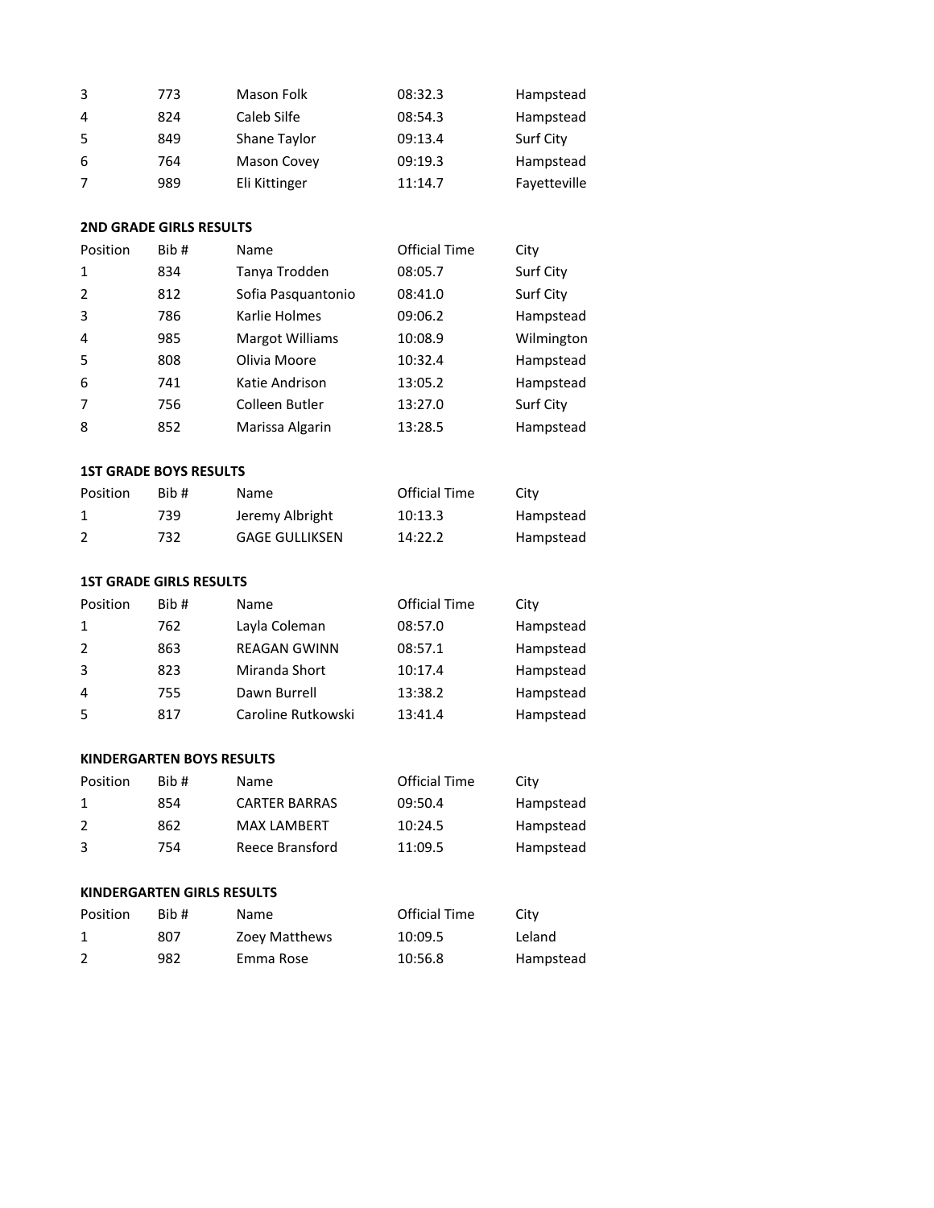| | | | | |
|---|---|---|---|---|
| 3 | 773 | Mason Folk | 08:32.3 | Hampstead |
| 4 | 824 | Caleb Silfe | 08:54.3 | Hampstead |
| 5 | 849 | Shane Taylor | 09:13.4 | Surf City |
| 6 | 764 | Mason Covey | 09:19.3 | Hampstead |
| 7 | 989 | Eli Kittinger | 11:14.7 | Fayetteville |

**2ND GRADE GIRLS RESULTS**

| Position | Bib # | Name | Official Time | City |
|---|---|---|---|---|
| 1 | 834 | Tanya Trodden | 08:05.7 | Surf City |
| 2 | 812 | Sofia Pasquantonio | 08:41.0 | Surf City |
| 3 | 786 | Karlie Holmes | 09:06.2 | Hampstead |
| 4 | 985 | Margot Williams | 10:08.9 | Wilmington |
| 5 | 808 | Olivia Moore | 10:32.4 | Hampstead |
| 6 | 741 | Katie Andrison | 13:05.2 | Hampstead |
| 7 | 756 | Colleen Butler | 13:27.0 | Surf City |
| 8 | 852 | Marissa Algarin | 13:28.5 | Hampstead |

**1ST GRADE BOYS RESULTS**

| Position | Bib # | Name | Official Time | City |
|---|---|---|---|---|
| 1 | 739 | Jeremy Albright | 10:13.3 | Hampstead |
| 2 | 732 | GAGE GULLIKSEN | 14:22.2 | Hampstead |

**1ST GRADE GIRLS RESULTS**

| Position | Bib # | Name | Official Time | City |
|---|---|---|---|---|
| 1 | 762 | Layla Coleman | 08:57.0 | Hampstead |
| 2 | 863 | REAGAN GWINN | 08:57.1 | Hampstead |
| 3 | 823 | Miranda Short | 10:17.4 | Hampstead |
| 4 | 755 | Dawn Burrell | 13:38.2 | Hampstead |
| 5 | 817 | Caroline Rutkowski | 13:41.4 | Hampstead |

**KINDERGARTEN BOYS RESULTS**

| Position | Bib # | Name | Official Time | City |
|---|---|---|---|---|
| 1 | 854 | CARTER BARRAS | 09:50.4 | Hampstead |
| 2 | 862 | MAX LAMBERT | 10:24.5 | Hampstead |
| 3 | 754 | Reece Bransford | 11:09.5 | Hampstead |

**KINDERGARTEN GIRLS RESULTS**

| Position | Bib # | Name | Official Time | City |
|---|---|---|---|---|
| 1 | 807 | Zoey Matthews | 10:09.5 | Leland |
| 2 | 982 | Emma Rose | 10:56.8 | Hampstead |